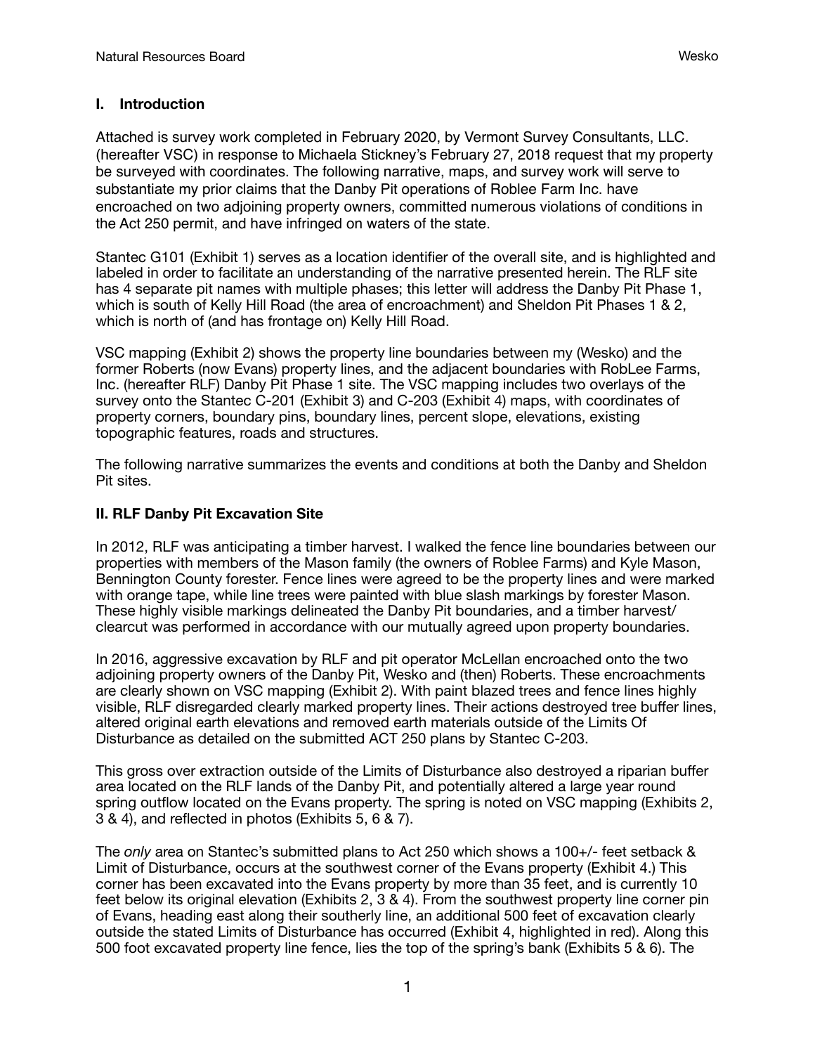## I. Introduction

Attached is survey work completed in February 2020, by Vermont Survey Consultants, LLC. (hereafter VSC) in response to Michaela Stickney's February 27, 2018 request that my property be surveyed with coordinates. The following narrative, maps, and survey work will serve to substantiate my prior claims that the Danby Pit operations of Roblee Farm Inc. have encroached on two adjoining property owners, committed numerous violations of conditions in the Act 250 permit, and have infringed on waters of the state.

Stantec G101 (Exhibit 1) serves as a location identifier of the overall site, and is highlighted and labeled in order to facilitate an understanding of the narrative presented herein. The RLF site has 4 separate pit names with multiple phases; this letter will address the Danby Pit Phase 1, which is south of Kelly Hill Road (the area of encroachment) and Sheldon Pit Phases 1 & 2, which is north of (and has frontage on) Kelly Hill Road.

VSC mapping (Exhibit 2) shows the property line boundaries between my (Wesko) and the former Roberts (now Evans) property lines, and the adjacent boundaries with RobLee Farms, Inc. (hereafter RLF) Danby Pit Phase 1 site. The VSC mapping includes two overlays of the survey onto the Stantec C-201 (Exhibit 3) and C-203 (Exhibit 4) maps, with coordinates of property corners, boundary pins, boundary lines, percent slope, elevations, existing topographic features, roads and structures.

The following narrative summarizes the events and conditions at both the Danby and Sheldon Pit sites.

## II. RLF Danby Pit Excavation Site

In 2012, RLF was anticipating a timber harvest. I walked the fence line boundaries between our properties with members of the Mason family (the owners of Roblee Farms) and Kyle Mason, Bennington County forester. Fence lines were agreed to be the property lines and were marked with orange tape, while line trees were painted with blue slash markings by forester Mason. These highly visible markings delineated the Danby Pit boundaries, and a timber harvest/ clearcut was performed in accordance with our mutually agreed upon property boundaries.

In 2016, aggressive excavation by RLF and pit operator McLellan encroached onto the two adjoining property owners of the Danby Pit, Wesko and (then) Roberts. These encroachments are clearly shown on VSC mapping (Exhibit 2). With paint blazed trees and fence lines highly visible, RLF disregarded clearly marked property lines. Their actions destroyed tree buffer lines, altered original earth elevations and removed earth materials outside of the Limits Of Disturbance as detailed on the submitted ACT 250 plans by Stantec C-203.

This gross over extraction outside of the Limits of Disturbance also destroyed a riparian buffer area located on the RLF lands of the Danby Pit, and potentially altered a large year round spring outflow located on the Evans property. The spring is noted on VSC mapping (Exhibits 2, 3 & 4), and reflected in photos (Exhibits 5, 6 & 7).

The *only* area on Stantec's submitted plans to Act 250 which shows a 100+/- feet setback & Limit of Disturbance, occurs at the southwest corner of the Evans property (Exhibit 4.) This corner has been excavated into the Evans property by more than 35 feet, and is currently 10 feet below its original elevation (Exhibits 2, 3 & 4). From the southwest property line corner pin of Evans, heading east along their southerly line, an additional 500 feet of excavation clearly outside the stated Limits of Disturbance has occurred (Exhibit 4, highlighted in red). Along this 500 foot excavated property line fence, lies the top of the spring's bank (Exhibits 5 & 6). The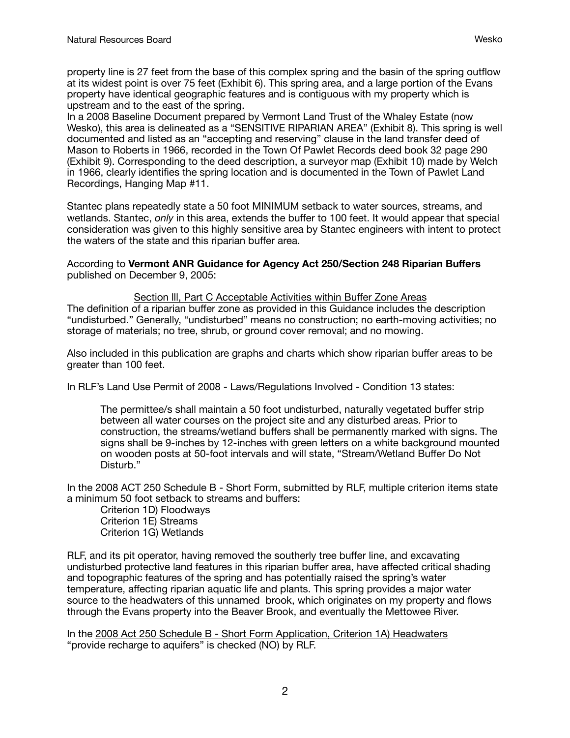property line is 27 feet from the base of this complex spring and the basin of the spring outflow at its widest point is over 75 feet (Exhibit 6). This spring area, and a large portion of the Evans property have identical geographic features and is contiguous with my property which is upstream and to the east of the spring.

In a 2008 Baseline Document prepared by Vermont Land Trust of the Whaley Estate (now Wesko), this area is delineated as a "SENSITIVE RIPARIAN AREA" (Exhibit 8). This spring is well documented and listed as an "accepting and reserving" clause in the land transfer deed of Mason to Roberts in 1966, recorded in the Town Of Pawlet Records deed book 32 page 290 (Exhibit 9). Corresponding to the deed description, a surveyor map (Exhibit 10) made by Welch in 1966, clearly identifies the spring location and is documented in the Town of Pawlet Land Recordings, Hanging Map #11.

Stantec plans repeatedly state a 50 foot MINIMUM setback to water sources, streams, and wetlands. Stantec, *only* in this area, extends the buffer to 100 feet. It would appear that special consideration was given to this highly sensitive area by Stantec engineers with intent to protect the waters of the state and this riparian buffer area.

According to **Vermont ANR Guidance for Agency Act 250/Section 248 Riparian Buffers** published on December 9, 2005:

<u>Section lll, Part C Acceptable Activities within Buffer Zone Areas</u>

The definition of a riparian buffer zone as provided in this Guidance includes the description "undisturbed." Generally, "undisturbed" means no construction; no earth-moving activities; no storage of materials; no tree, shrub, or ground cover removal; and no mowing.

Also included in this publication are graphs and charts which show riparian buffer areas to be greater than 100 feet.

In RLF's Land Use Permit of 2008 - Laws/Regulations Involved - Condition 13 states:

> The permittee/s shall maintain a 50 foot undisturbed, naturally vegetated buffer strip between all water courses on the project site and any disturbed areas. Prior to construction, the streams/wetland buffers shall be permanently marked with signs. The signs shall be 9-inches by 12-inches with green letters on a white background mounted on wooden posts at 50-foot intervals and will state, "Stream/Wetland Buffer Do Not Disturb."

In the 2008 ACT 250 Schedule B - Short Form, submitted by RLF, multiple criterion items state a minimum 50 foot setback to streams and buffers:

- Criterion 1D) Floodways
- Criterion 1E) Streams
- Criterion 1G) Wetlands

RLF, and its pit operator, having removed the southerly tree buffer line, and excavating undisturbed protective land features in this riparian buffer area, have affected critical shading and topographic features of the spring and has potentially raised the spring's water temperature, affecting riparian aquatic life and plants. This spring provides a major water source to the headwaters of this unnamed brook, which originates on my property and flows through the Evans property into the Beaver Brook, and eventually the Mettowee River.

In the <u>2008 Act 250 Schedule B - Short Form Application, Criterion 1A) Headwaters</u> "provide recharge to aquifers" is checked (NO) by RLF.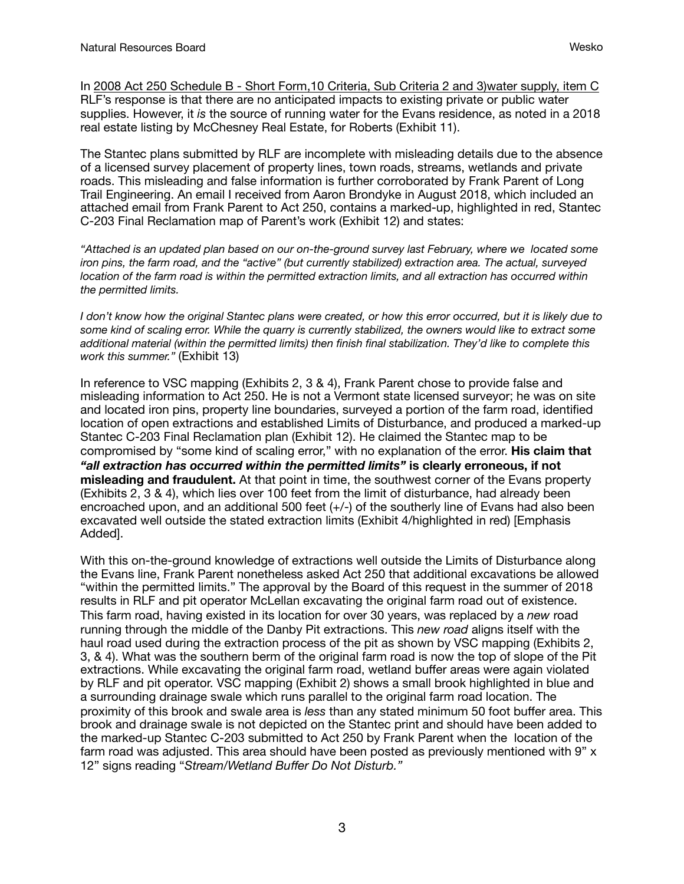In 2008 Act 250 Schedule B - Short Form,10 Criteria, Sub Criteria 2 and 3)water supply, item C RLF's response is that there are no anticipated impacts to existing private or public water supplies. However, it *is* the source of running water for the Evans residence, as noted in a 2018 real estate listing by McChesney Real Estate, for Roberts (Exhibit 11).

The Stantec plans submitted by RLF are incomplete with misleading details due to the absence of a licensed survey placement of property lines, town roads, streams, wetlands and private roads. This misleading and false information is further corroborated by Frank Parent of Long Trail Engineering. An email I received from Aaron Brondyke in August 2018, which included an attached email from Frank Parent to Act 250, contains a marked-up, highlighted in red, Stantec C-203 Final Reclamation map of Parent's work (Exhibit 12) and states:

*"Attached is an updated plan based on our on-the-ground survey last February, where we located some iron pins, the farm road, and the "active" (but currently stabilized) extraction area. The actual, surveyed location of the farm road is within the permitted extraction limits, and all extraction has occurred within the permitted limits.*

*I don't know how the original Stantec plans were created, or how this error occurred, but it is likely due to some kind of scaling error. While the quarry is currently stabilized, the owners would like to extract some additional material (within the permitted limits) then finish final stabilization. They'd like to complete this work this summer."* (Exhibit 13)

In reference to VSC mapping (Exhibits 2, 3 & 4), Frank Parent chose to provide false and misleading information to Act 250. He is not a Vermont state licensed surveyor; he was on site and located iron pins, property line boundaries, surveyed a portion of the farm road, identified location of open extractions and established Limits of Disturbance, and produced a marked-up Stantec C-203 Final Reclamation plan (Exhibit 12). He claimed the Stantec map to be compromised by "some kind of scaling error," with no explanation of the error. **His claim that *"all extraction has occurred within the permitted limits"* is clearly erroneous, if not misleading and fraudulent.** At that point in time, the southwest corner of the Evans property (Exhibits 2, 3 & 4), which lies over 100 feet from the limit of disturbance, had already been encroached upon, and an additional 500 feet (+/-) of the southerly line of Evans had also been excavated well outside the stated extraction limits (Exhibit 4/highlighted in red) [Emphasis Added].

With this on-the-ground knowledge of extractions well outside the Limits of Disturbance along the Evans line, Frank Parent nonetheless asked Act 250 that additional excavations be allowed "within the permitted limits." The approval by the Board of this request in the summer of 2018 results in RLF and pit operator McLellan excavating the original farm road out of existence. This farm road, having existed in its location for over 30 years, was replaced by a *new* road running through the middle of the Danby Pit extractions. This *new road* aligns itself with the haul road used during the extraction process of the pit as shown by VSC mapping (Exhibits 2, 3, & 4). What was the southern berm of the original farm road is now the top of slope of the Pit extractions. While excavating the original farm road, wetland buffer areas were again violated by RLF and pit operator. VSC mapping (Exhibit 2) shows a small brook highlighted in blue and a surrounding drainage swale which runs parallel to the original farm road location. The proximity of this brook and swale area is *less* than any stated minimum 50 foot buffer area. This brook and drainage swale is not depicted on the Stantec print and should have been added to the marked-up Stantec C-203 submitted to Act 250 by Frank Parent when the location of the farm road was adjusted. This area should have been posted as previously mentioned with 9" x 12" signs reading "*Stream/Wetland Buffer Do Not Disturb."*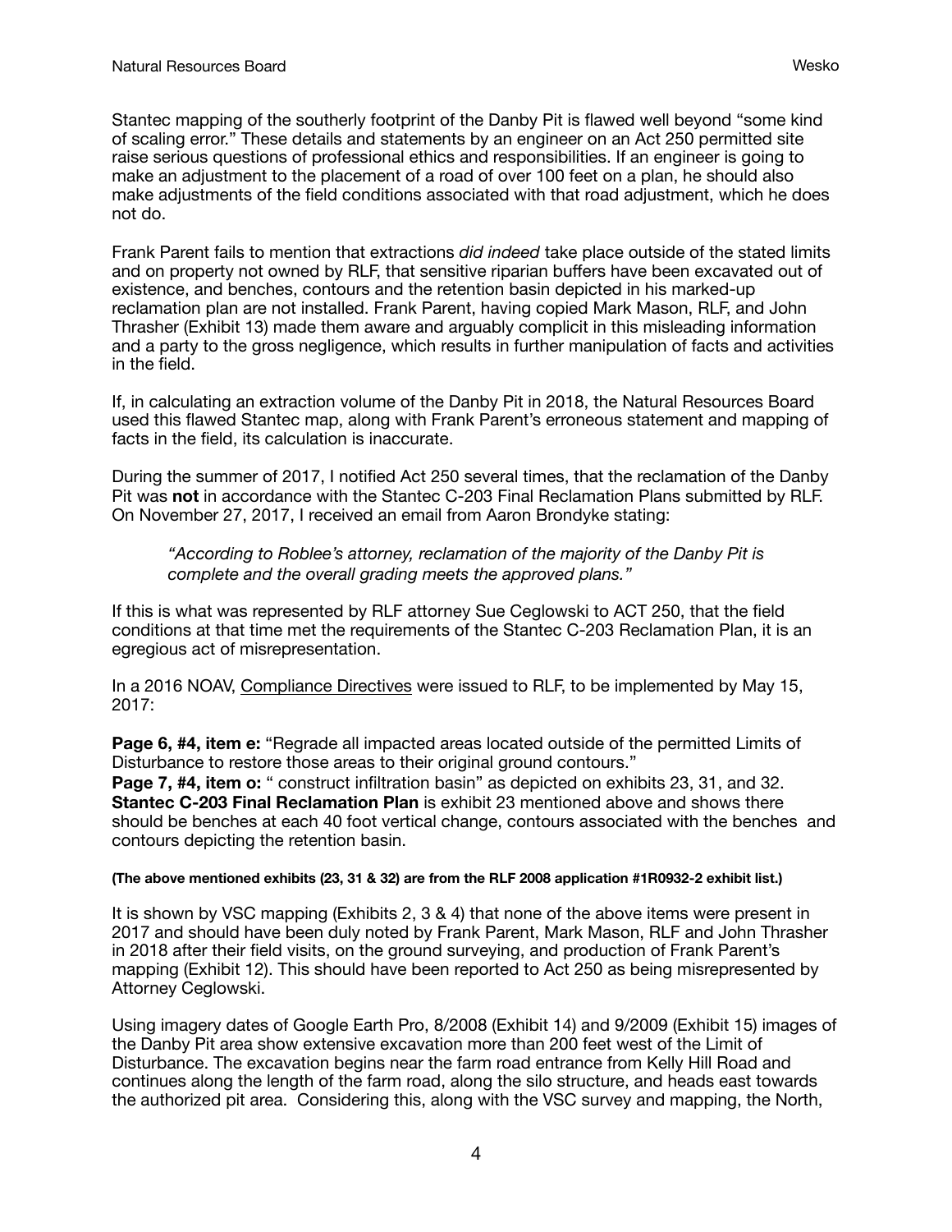Stantec mapping of the southerly footprint of the Danby Pit is flawed well beyond "some kind of scaling error." These details and statements by an engineer on an Act 250 permitted site raise serious questions of professional ethics and responsibilities. If an engineer is going to make an adjustment to the placement of a road of over 100 feet on a plan, he should also make adjustments of the field conditions associated with that road adjustment, which he does not do.

Frank Parent fails to mention that extractions *did indeed* take place outside of the stated limits and on property not owned by RLF, that sensitive riparian buffers have been excavated out of existence, and benches, contours and the retention basin depicted in his marked-up reclamation plan are not installed. Frank Parent, having copied Mark Mason, RLF, and John Thrasher (Exhibit 13) made them aware and arguably complicit in this misleading information and a party to the gross negligence, which results in further manipulation of facts and activities in the field.

If, in calculating an extraction volume of the Danby Pit in 2018, the Natural Resources Board used this flawed Stantec map, along with Frank Parent's erroneous statement and mapping of facts in the field, its calculation is inaccurate.

During the summer of 2017, I notified Act 250 several times, that the reclamation of the Danby Pit was **not** in accordance with the Stantec C-203 Final Reclamation Plans submitted by RLF. On November 27, 2017, I received an email from Aaron Brondyke stating:

> *"According to Roblee's attorney, reclamation of the majority of the Danby Pit is complete and the overall grading meets the approved plans."*

If this is what was represented by RLF attorney Sue Ceglowski to ACT 250, that the field conditions at that time met the requirements of the Stantec C-203 Reclamation Plan, it is an egregious act of misrepresentation.

In a 2016 NOAV, Compliance Directives were issued to RLF, to be implemented by May 15, 2017:

**Page 6, #4, item e:** "Regrade all impacted areas located outside of the permitted Limits of Disturbance to restore those areas to their original ground contours."
**Page 7, #4, item o:** " construct infiltration basin" as depicted on exhibits 23, 31, and 32. **Stantec C-203 Final Reclamation Plan** is exhibit 23 mentioned above and shows there should be benches at each 40 foot vertical change, contours associated with the benches and contours depicting the retention basin.

**(The above mentioned exhibits (23, 31 & 32) are from the RLF 2008 application #1R0932-2 exhibit list.)**

It is shown by VSC mapping (Exhibits 2, 3 & 4) that none of the above items were present in 2017 and should have been duly noted by Frank Parent, Mark Mason, RLF and John Thrasher in 2018 after their field visits, on the ground surveying, and production of Frank Parent's mapping (Exhibit 12). This should have been reported to Act 250 as being misrepresented by Attorney Ceglowski.

Using imagery dates of Google Earth Pro, 8/2008 (Exhibit 14) and 9/2009 (Exhibit 15) images of the Danby Pit area show extensive excavation more than 200 feet west of the Limit of Disturbance. The excavation begins near the farm road entrance from Kelly Hill Road and continues along the length of the farm road, along the silo structure, and heads east towards the authorized pit area. Considering this, along with the VSC survey and mapping, the North,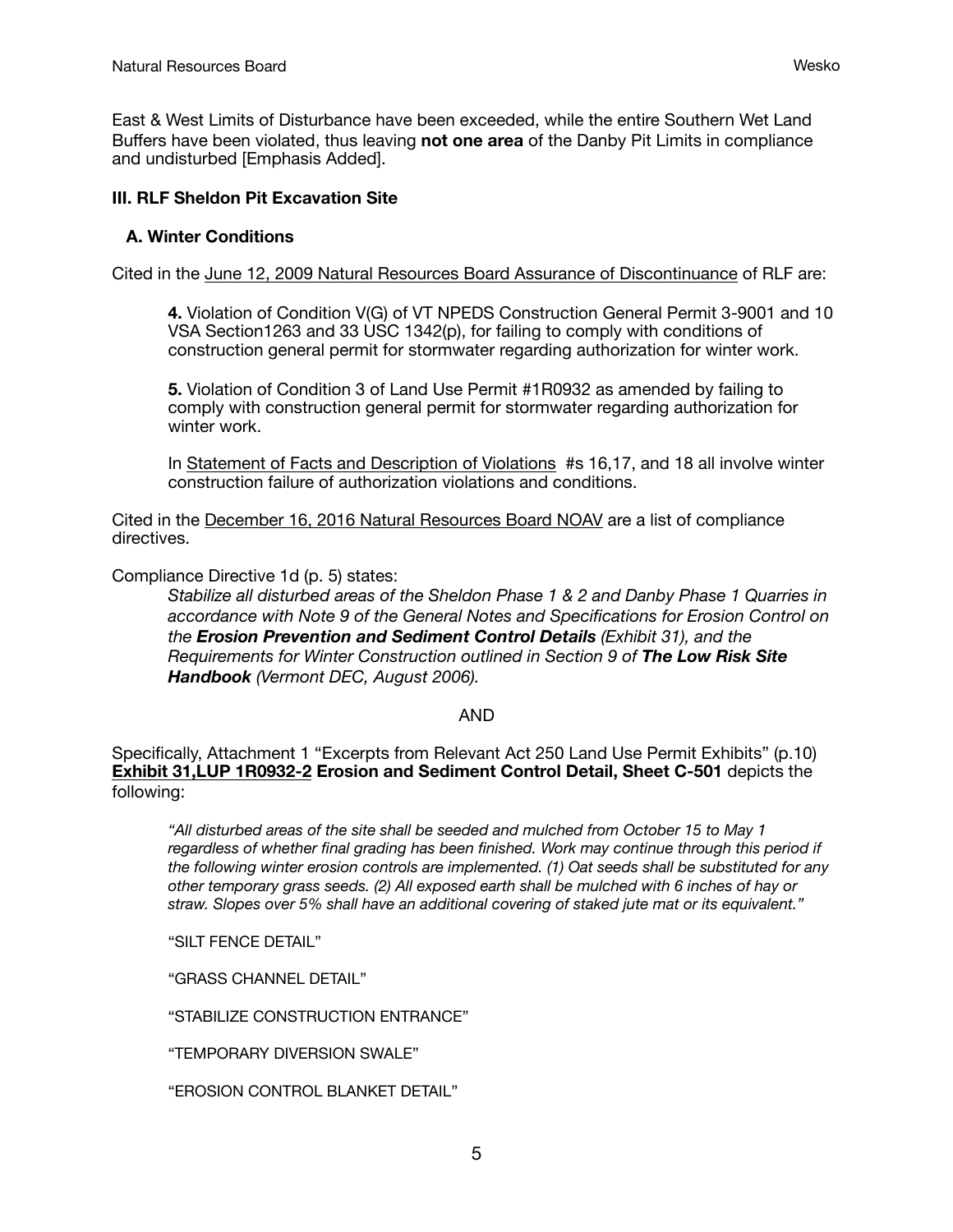East & West Limits of Disturbance have been exceeded, while the entire Southern Wet Land Buffers have been violated, thus leaving **not one area** of the Danby Pit Limits in compliance and undisturbed [Emphasis Added].

### III. RLF Sheldon Pit Excavation Site

#### A. Winter Conditions

Cited in the June 12, 2009 Natural Resources Board Assurance of Discontinuance of RLF are:

> **4.** Violation of Condition V(G) of VT NPEDS Construction General Permit 3-9001 and 10 VSA Section1263 and 33 USC 1342(p), for failing to comply with conditions of construction general permit for stormwater regarding authorization for winter work.
>
> **5.** Violation of Condition 3 of Land Use Permit #1R0932 as amended by failing to comply with construction general permit for stormwater regarding authorization for winter work.
>
> In Statement of Facts and Description of Violations #s 16,17, and 18 all involve winter construction failure of authorization violations and conditions.

Cited in the December 16, 2016 Natural Resources Board NOAV are a list of compliance directives.

Compliance Directive 1d (p. 5) states:

> *Stabilize all disturbed areas of the Sheldon Phase 1 & 2 and Danby Phase 1 Quarries in accordance with Note 9 of the General Notes and Specifications for Erosion Control on the **Erosion Prevention and Sediment Control Details** (Exhibit 31), and the Requirements for Winter Construction outlined in Section 9 of **The Low Risk Site Handbook** (Vermont DEC, August 2006).*

AND

Specifically, Attachment 1 "Excerpts from Relevant Act 250 Land Use Permit Exhibits" (p.10) **Exhibit 31,LUP 1R0932-2 Erosion and Sediment Control Detail, Sheet C-501** depicts the following:

> *"All disturbed areas of the site shall be seeded and mulched from October 15 to May 1 regardless of whether final grading has been finished. Work may continue through this period if the following winter erosion controls are implemented. (1) Oat seeds shall be substituted for any other temporary grass seeds. (2) All exposed earth shall be mulched with 6 inches of hay or straw. Slopes over 5% shall have an additional covering of staked jute mat or its equivalent."*
>
> "SILT FENCE DETAIL"
>
> "GRASS CHANNEL DETAIL"
>
> "STABILIZE CONSTRUCTION ENTRANCE"
>
> "TEMPORARY DIVERSION SWALE"
>
> "EROSION CONTROL BLANKET DETAIL"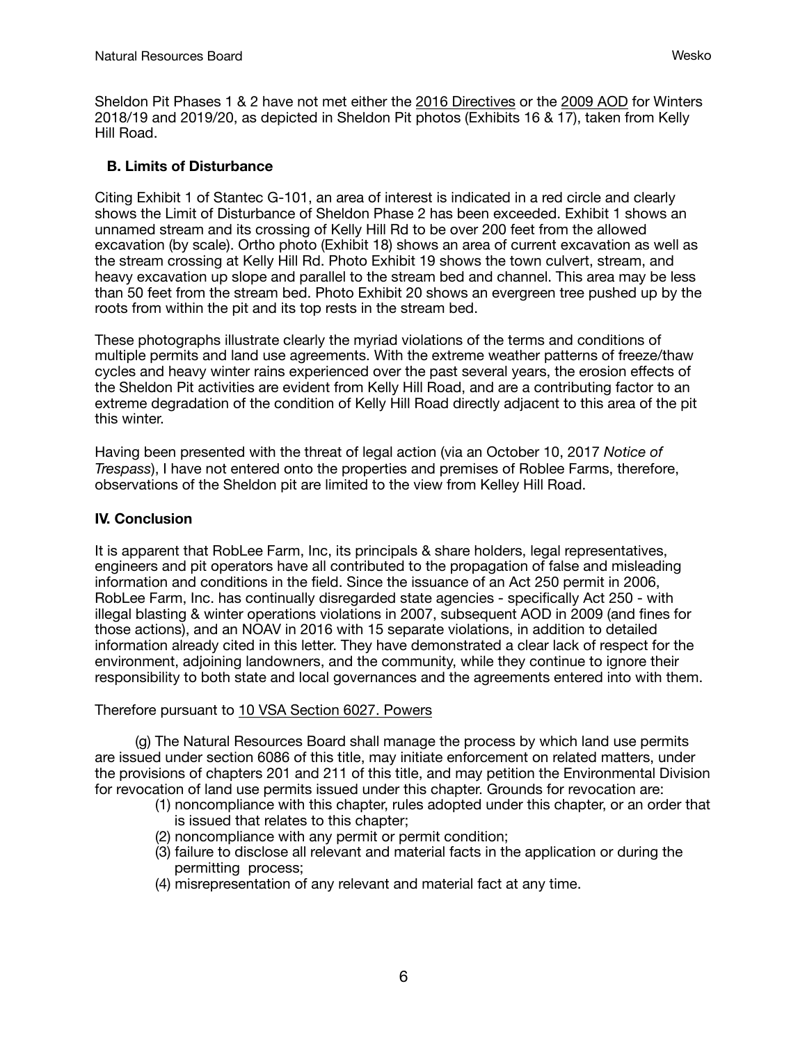Sheldon Pit Phases 1 & 2 have not met either the 2016 Directives or the 2009 AOD for Winters 2018/19 and 2019/20, as depicted in Sheldon Pit photos (Exhibits 16 & 17), taken from Kelly Hill Road.

### B. Limits of Disturbance

Citing Exhibit 1 of Stantec G-101, an area of interest is indicated in a red circle and clearly shows the Limit of Disturbance of Sheldon Phase 2 has been exceeded. Exhibit 1 shows an unnamed stream and its crossing of Kelly Hill Rd to be over 200 feet from the allowed excavation (by scale). Ortho photo (Exhibit 18) shows an area of current excavation as well as the stream crossing at Kelly Hill Rd. Photo Exhibit 19 shows the town culvert, stream, and heavy excavation up slope and parallel to the stream bed and channel. This area may be less than 50 feet from the stream bed. Photo Exhibit 20 shows an evergreen tree pushed up by the roots from within the pit and its top rests in the stream bed.

These photographs illustrate clearly the myriad violations of the terms and conditions of multiple permits and land use agreements. With the extreme weather patterns of freeze/thaw cycles and heavy winter rains experienced over the past several years, the erosion effects of the Sheldon Pit activities are evident from Kelly Hill Road, and are a contributing factor to an extreme degradation of the condition of Kelly Hill Road directly adjacent to this area of the pit this winter.

Having been presented with the threat of legal action (via an October 10, 2017 *Notice of Trespass*), I have not entered onto the properties and premises of Roblee Farms, therefore, observations of the Sheldon pit are limited to the view from Kelley Hill Road.

## IV. Conclusion

It is apparent that RobLee Farm, Inc, its principals & share holders, legal representatives, engineers and pit operators have all contributed to the propagation of false and misleading information and conditions in the field. Since the issuance of an Act 250 permit in 2006, RobLee Farm, Inc. has continually disregarded state agencies - specifically Act 250 - with illegal blasting & winter operations violations in 2007, subsequent AOD in 2009 (and fines for those actions), and an NOAV in 2016 with 15 separate violations, in addition to detailed information already cited in this letter. They have demonstrated a clear lack of respect for the environment, adjoining landowners, and the community, while they continue to ignore their responsibility to both state and local governances and the agreements entered into with them.

Therefore pursuant to 10 VSA Section 6027. Powers

(g) The Natural Resources Board shall manage the process by which land use permits are issued under section 6086 of this title, may initiate enforcement on related matters, under the provisions of chapters 201 and 211 of this title, and may petition the Environmental Division for revocation of land use permits issued under this chapter. Grounds for revocation are:

(1) noncompliance with this chapter, rules adopted under this chapter, or an order that is issued that relates to this chapter;
(2) noncompliance with any permit or permit condition;
(3) failure to disclose all relevant and material facts in the application or during the permitting process;
(4) misrepresentation of any relevant and material fact at any time.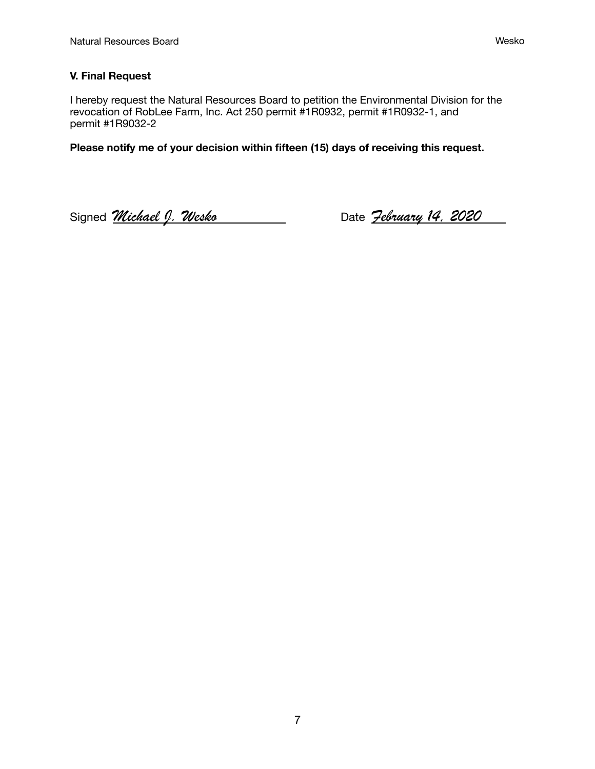### V. Final Request

I hereby request the Natural Resources Board to petition the Environmental Division for the revocation of RobLee Farm, Inc. Act 250 permit #1R0932, permit #1R0932-1, and permit #1R9032-2

**Please notify me of your decision within fifteen (15) days of receiving this request.**

Signed *Michael J. Wesko* Date *February 14, 2020*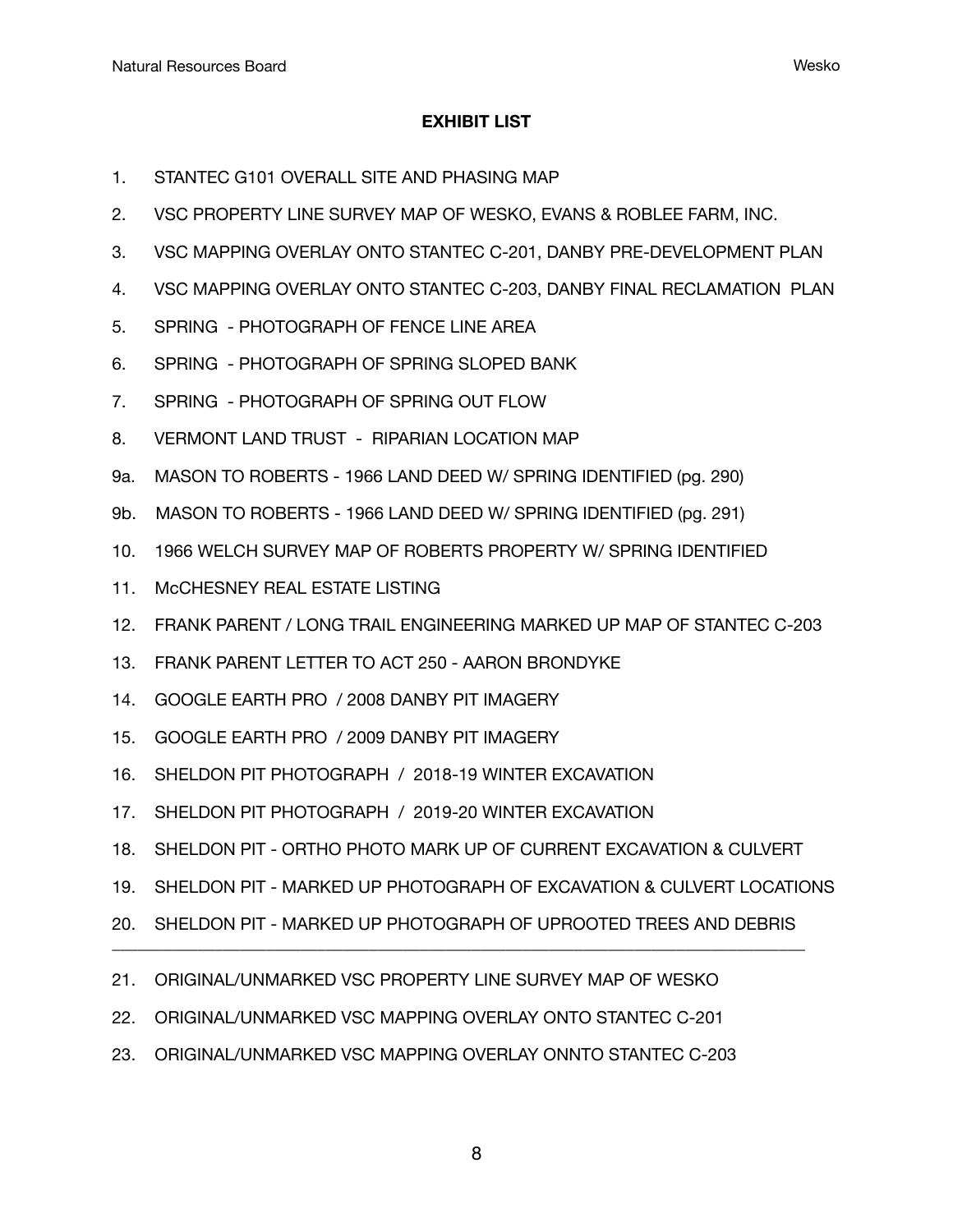**EXHIBIT LIST**

1. STANTEC G101 OVERALL SITE AND PHASING MAP
2. VSC PROPERTY LINE SURVEY MAP OF WESKO, EVANS & ROBLEE FARM, INC.
3. VSC MAPPING OVERLAY ONTO STANTEC C-201, DANBY PRE-DEVELOPMENT PLAN
4. VSC MAPPING OVERLAY ONTO STANTEC C-203, DANBY FINAL RECLAMATION PLAN
5. SPRING - PHOTOGRAPH OF FENCE LINE AREA
6. SPRING - PHOTOGRAPH OF SPRING SLOPED BANK
7. SPRING - PHOTOGRAPH OF SPRING OUT FLOW
8. VERMONT LAND TRUST - RIPARIAN LOCATION MAP

9a. MASON TO ROBERTS - 1966 LAND DEED W/ SPRING IDENTIFIED (pg. 290)

9b. MASON TO ROBERTS - 1966 LAND DEED W/ SPRING IDENTIFIED (pg. 291)

10. 1966 WELCH SURVEY MAP OF ROBERTS PROPERTY W/ SPRING IDENTIFIED
11. McCHESNEY REAL ESTATE LISTING
12. FRANK PARENT / LONG TRAIL ENGINEERING MARKED UP MAP OF STANTEC C-203
13. FRANK PARENT LETTER TO ACT 250 - AARON BRONDYKE
14. GOOGLE EARTH PRO / 2008 DANBY PIT IMAGERY
15. GOOGLE EARTH PRO / 2009 DANBY PIT IMAGERY
16. SHELDON PIT PHOTOGRAPH / 2018-19 WINTER EXCAVATION
17. SHELDON PIT PHOTOGRAPH / 2019-20 WINTER EXCAVATION
18. SHELDON PIT - ORTHO PHOTO MARK UP OF CURRENT EXCAVATION & CULVERT
19. SHELDON PIT - MARKED UP PHOTOGRAPH OF EXCAVATION & CULVERT LOCATIONS
20. SHELDON PIT - MARKED UP PHOTOGRAPH OF UPROOTED TREES AND DEBRIS

---

21. ORIGINAL/UNMARKED VSC PROPERTY LINE SURVEY MAP OF WESKO
22. ORIGINAL/UNMARKED VSC MAPPING OVERLAY ONTO STANTEC C-201
23. ORIGINAL/UNMARKED VSC MAPPING OVERLAY ONNTO STANTEC C-203